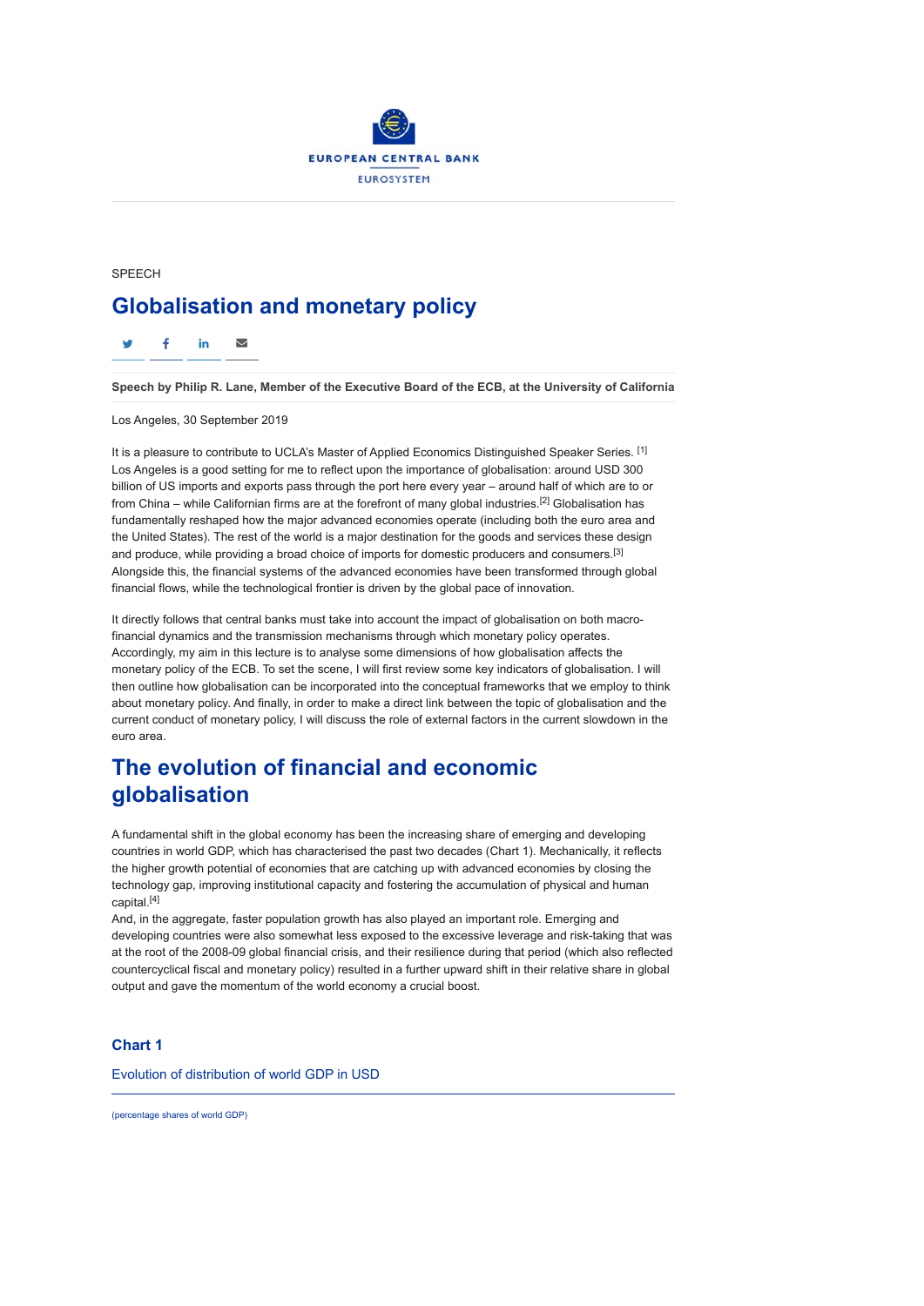EUROPEAN CENTRAL BANK

EUROSYSTEM

SPEECH

# Globalisation and monetary policy

**Speech by Philip R. Lane, Member of the Executive Board of the ECB, at the University of California**

Los Angeles, 30 September 2019

It is a pleasure to contribute to UCLA's Master of Applied Economics Distinguished Speaker Series. [1] Los Angeles is a good setting for me to reflect upon the importance of globalisation: around USD 300 billion of US imports and exports pass through the port here every year – around half of which are to or from China – while Californian firms are at the forefront of many global industries.[2] Globalisation has fundamentally reshaped how the major advanced economies operate (including both the euro area and the United States). The rest of the world is a major destination for the goods and services these design and produce, while providing a broad choice of imports for domestic producers and consumers.[3] Alongside this, the financial systems of the advanced economies have been transformed through global financial flows, while the technological frontier is driven by the global pace of innovation.

It directly follows that central banks must take into account the impact of globalisation on both macro-financial dynamics and the transmission mechanisms through which monetary policy operates. Accordingly, my aim in this lecture is to analyse some dimensions of how globalisation affects the monetary policy of the ECB. To set the scene, I will first review some key indicators of globalisation. I will then outline how globalisation can be incorporated into the conceptual frameworks that we employ to think about monetary policy. And finally, in order to make a direct link between the topic of globalisation and the current conduct of monetary policy, I will discuss the role of external factors in the current slowdown in the euro area.

## The evolution of financial and economic globalisation

A fundamental shift in the global economy has been the increasing share of emerging and developing countries in world GDP, which has characterised the past two decades (Chart 1). Mechanically, it reflects the higher growth potential of economies that are catching up with advanced economies by closing the technology gap, improving institutional capacity and fostering the accumulation of physical and human capital.[4]

And, in the aggregate, faster population growth has also played an important role. Emerging and developing countries were also somewhat less exposed to the excessive leverage and risk-taking that was at the root of the 2008-09 global financial crisis, and their resilience during that period (which also reflected countercyclical fiscal and monetary policy) resulted in a further upward shift in their relative share in global output and gave the momentum of the world economy a crucial boost.

### Chart 1

Evolution of distribution of world GDP in USD

(percentage shares of world GDP)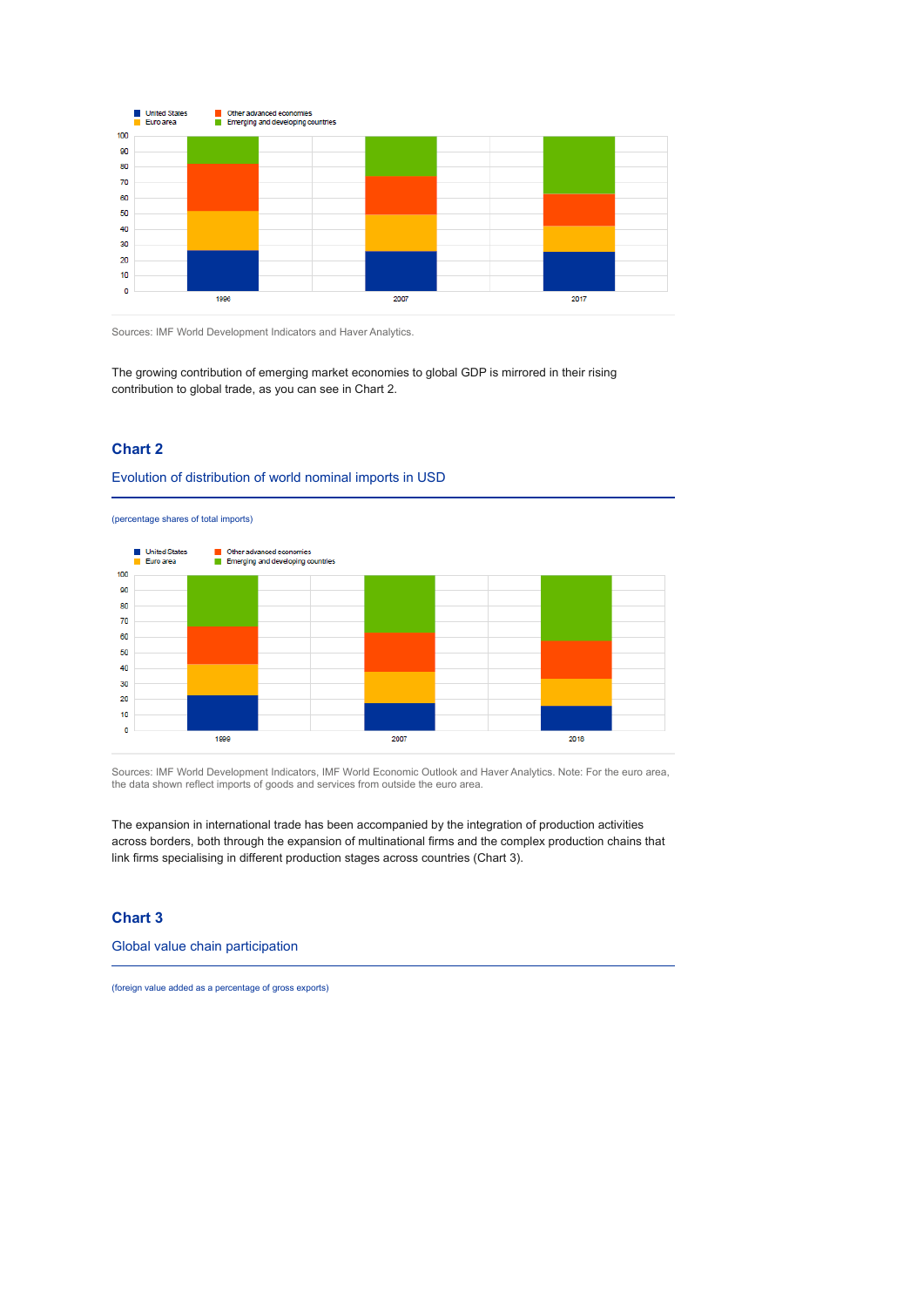Sources: IMF World Development Indicators and Haver Analytics.

The growing contribution of emerging market economies to global GDP is mirrored in their rising contribution to global trade, as you can see in Chart 2.

## Chart 2

### Evolution of distribution of world nominal imports in USD

(percentage shares of total imports)

Sources: IMF World Development Indicators, IMF World Economic Outlook and Haver Analytics. Note: For the euro area, the data shown reflect imports of goods and services from outside the euro area.

The expansion in international trade has been accompanied by the integration of production activities across borders, both through the expansion of multinational firms and the complex production chains that link firms specialising in different production stages across countries (Chart 3).

## Chart 3

### Global value chain participation

(foreign value added as a percentage of gross exports)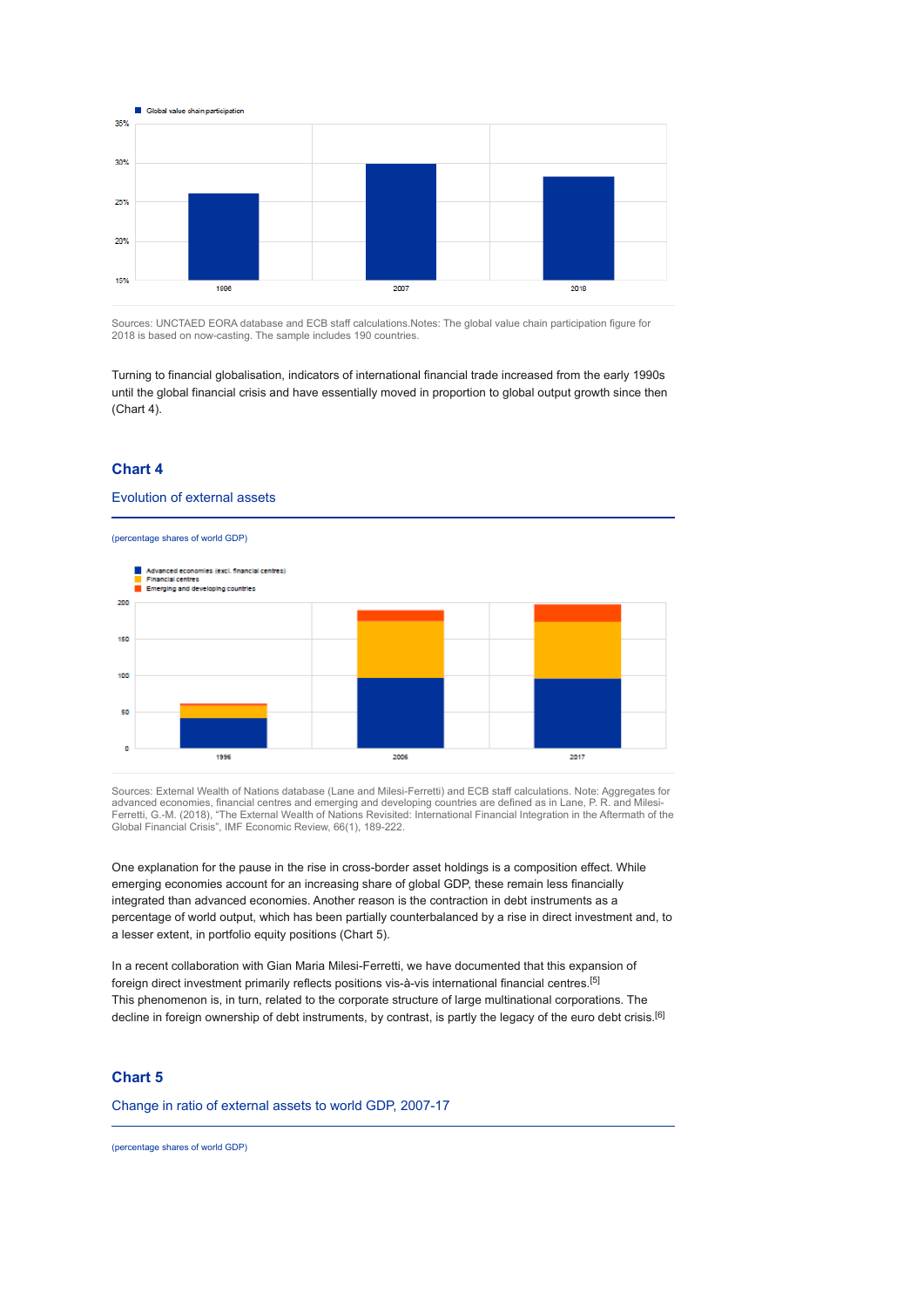Sources: UNCTAED EORA database and ECB staff calculations.Notes: The global value chain participation figure for 2018 is based on now-casting. The sample includes 190 countries.

Turning to financial globalisation, indicators of international financial trade increased from the early 1990s until the global financial crisis and have essentially moved in proportion to global output growth since then (Chart 4).

## Chart 4

### Evolution of external assets

(percentage shares of world GDP)

Sources: External Wealth of Nations database (Lane and Milesi-Ferretti) and ECB staff calculations. Note: Aggregates for advanced economies, financial centres and emerging and developing countries are defined as in Lane, P. R. and Milesi-Ferretti, G.-M. (2018), "The External Wealth of Nations Revisited: International Financial Integration in the Aftermath of the Global Financial Crisis", IMF Economic Review, 66(1), 189-222.

One explanation for the pause in the rise in cross-border asset holdings is a composition effect. While emerging economies account for an increasing share of global GDP, these remain less financially integrated than advanced economies. Another reason is the contraction in debt instruments as a percentage of world output, which has been partially counterbalanced by a rise in direct investment and, to a lesser extent, in portfolio equity positions (Chart 5).

In a recent collaboration with Gian Maria Milesi-Ferretti, we have documented that this expansion of foreign direct investment primarily reflects positions vis-à-vis international financial centres.[5]
This phenomenon is, in turn, related to the corporate structure of large multinational corporations. The decline in foreign ownership of debt instruments, by contrast, is partly the legacy of the euro debt crisis.[6]

## Chart 5

### Change in ratio of external assets to world GDP, 2007-17

(percentage shares of world GDP)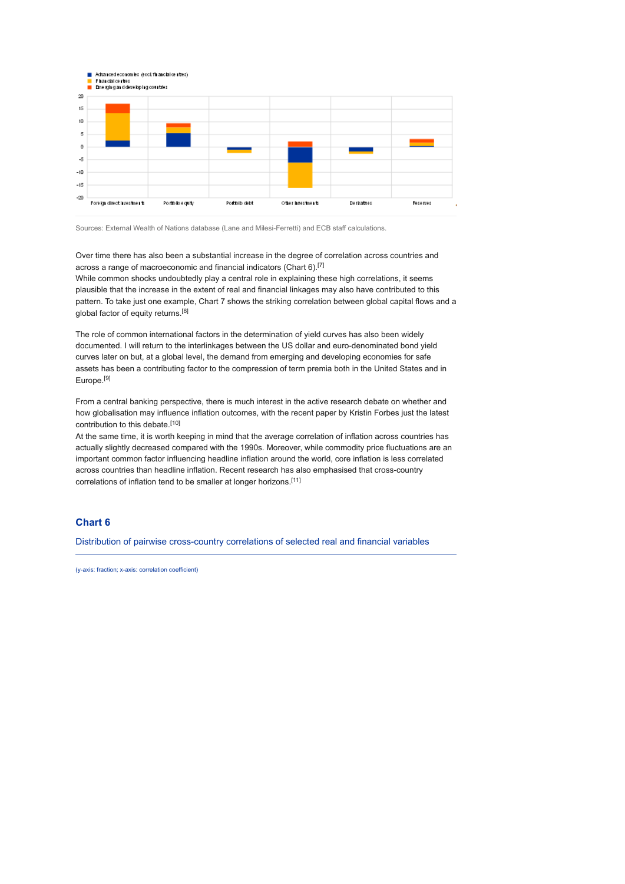Sources: External Wealth of Nations database (Lane and Milesi-Ferretti) and ECB staff calculations.

Over time there has also been a substantial increase in the degree of correlation across countries and across a range of macroeconomic and financial indicators (Chart 6).[7]

While common shocks undoubtedly play a central role in explaining these high correlations, it seems plausible that the increase in the extent of real and financial linkages may also have contributed to this pattern. To take just one example, Chart 7 shows the striking correlation between global capital flows and a global factor of equity returns.[8]

The role of common international factors in the determination of yield curves has also been widely documented. I will return to the interlinkages between the US dollar and euro-denominated bond yield curves later on but, at a global level, the demand from emerging and developing economies for safe assets has been a contributing factor to the compression of term premia both in the United States and in Europe.[9]

From a central banking perspective, there is much interest in the active research debate on whether and how globalisation may influence inflation outcomes, with the recent paper by Kristin Forbes just the latest contribution to this debate.[10]

At the same time, it is worth keeping in mind that the average correlation of inflation across countries has actually slightly decreased compared with the 1990s. Moreover, while commodity price fluctuations are an important common factor influencing headline inflation around the world, core inflation is less correlated across countries than headline inflation. Recent research has also emphasised that cross-country correlations of inflation tend to be smaller at longer horizons.[11]

### Chart 6

Distribution of pairwise cross-country correlations of selected real and financial variables

(y-axis: fraction; x-axis: correlation coefficient)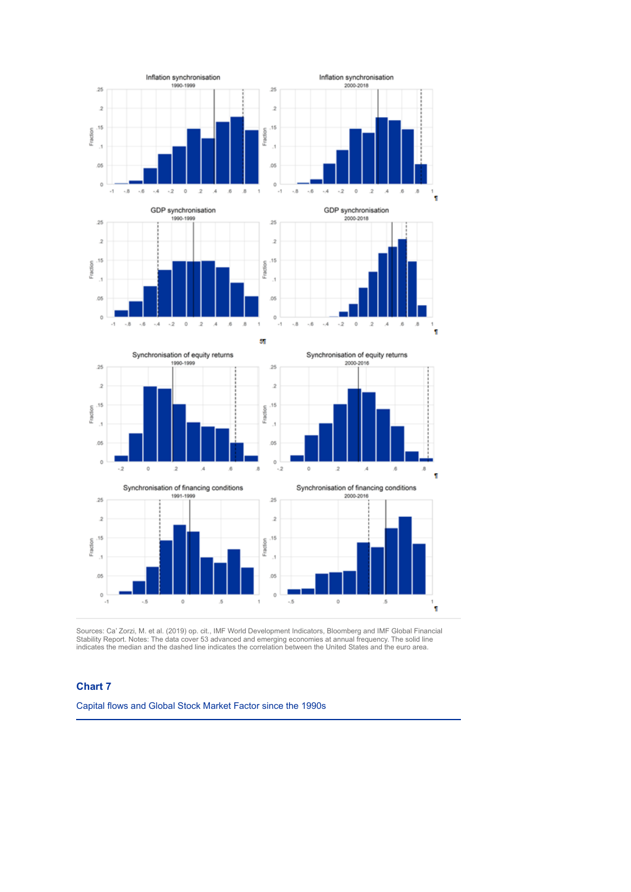Sources: Ca' Zorzi, M. et al. (2019) op. cit., IMF World Development Indicators, Bloomberg and IMF Global Financial Stability Report. Notes: The data cover 53 advanced and emerging economies at annual frequency. The solid line indicates the median and the dashed line indicates the correlation between the United States and the euro area.

## Chart 7

Capital flows and Global Stock Market Factor since the 1990s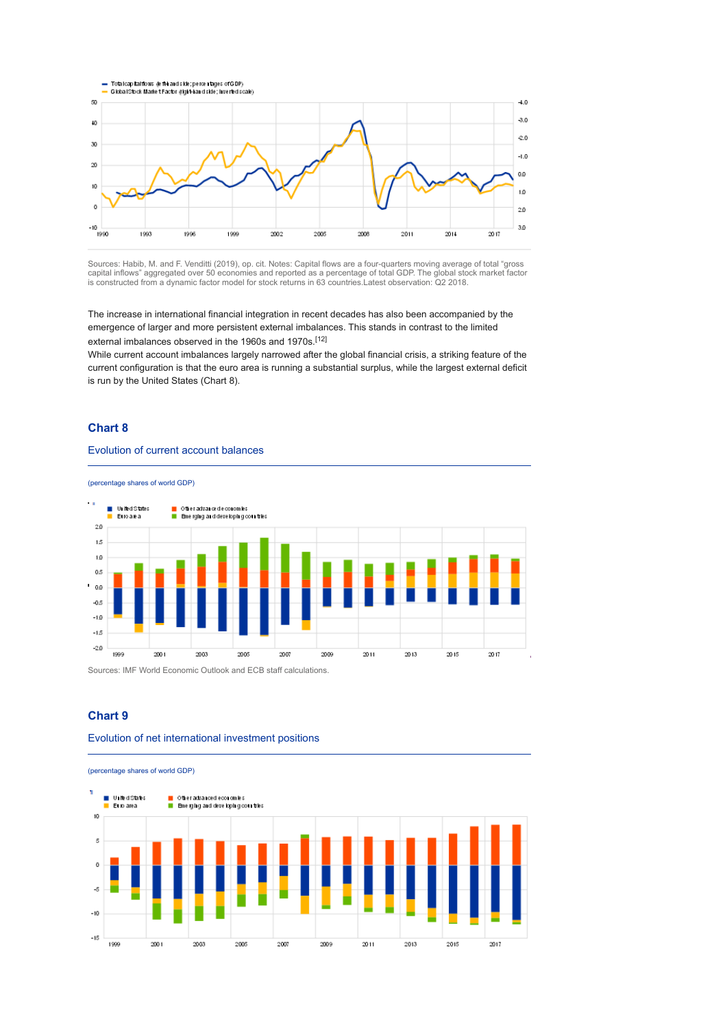Sources: Habib, M. and F. Venditti (2019), op. cit. Notes: Capital flows are a four-quarters moving average of total "gross capital inflows" aggregated over 50 economies and reported as a percentage of total GDP. The global stock market factor is constructed from a dynamic factor model for stock returns in 63 countries.Latest observation: Q2 2018.

The increase in international financial integration in recent decades has also been accompanied by the emergence of larger and more persistent external imbalances. This stands in contrast to the limited external imbalances observed in the 1960s and 1970s.[12]

While current account imbalances largely narrowed after the global financial crisis, a striking feature of the current configuration is that the euro area is running a substantial surplus, while the largest external deficit is run by the United States (Chart 8).

## Chart 8

### Evolution of current account balances

(percentage shares of world GDP)

Sources: IMF World Economic Outlook and ECB staff calculations.

## Chart 9

### Evolution of net international investment positions

(percentage shares of world GDP)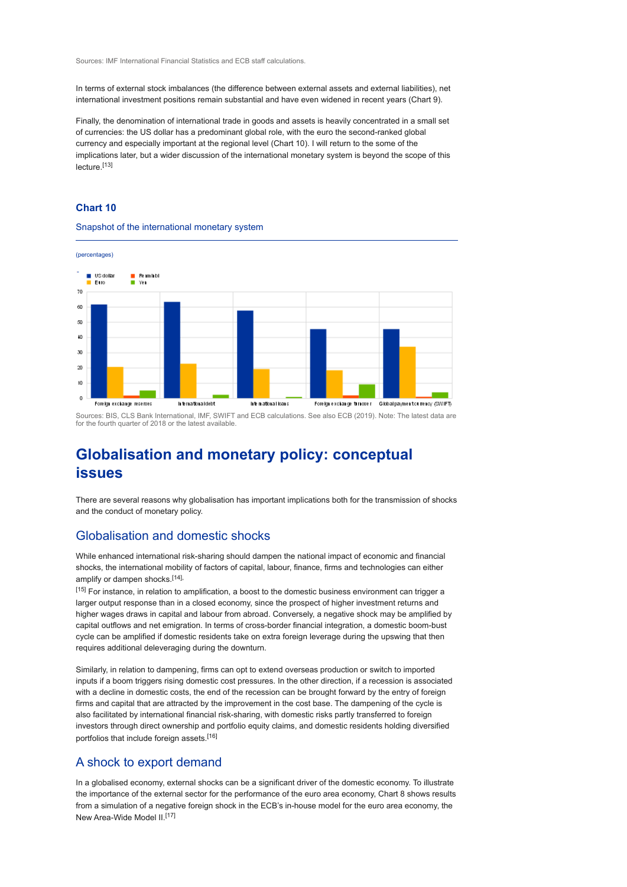Sources: IMF International Financial Statistics and ECB staff calculations.

In terms of external stock imbalances (the difference between external assets and external liabilities), net international investment positions remain substantial and have even widened in recent years (Chart 9).

Finally, the denomination of international trade in goods and assets is heavily concentrated in a small set of currencies: the US dollar has a predominant global role, with the euro the second-ranked global currency and especially important at the regional level (Chart 10). I will return to the some of the implications later, but a wider discussion of the international monetary system is beyond the scope of this lecture.[13]

### Chart 10

Snapshot of the international monetary system

(percentages)

Sources: BIS, CLS Bank International, IMF, SWIFT and ECB calculations. See also ECB (2019). Note: The latest data are for the fourth quarter of 2018 or the latest available.

## Globalisation and monetary policy: conceptual issues

There are several reasons why globalisation has important implications both for the transmission of shocks and the conduct of monetary policy.

### Globalisation and domestic shocks

While enhanced international risk-sharing should dampen the national impact of economic and financial shocks, the international mobility of factors of capital, labour, finance, firms and technologies can either amplify or dampen shocks.[14],[15] For instance, in relation to amplification, a boost to the domestic business environment can trigger a larger output response than in a closed economy, since the prospect of higher investment returns and higher wages draws in capital and labour from abroad. Conversely, a negative shock may be amplified by capital outflows and net emigration. In terms of cross-border financial integration, a domestic boom-bust cycle can be amplified if domestic residents take on extra foreign leverage during the upswing that then requires additional deleveraging during the downturn.

Similarly, in relation to dampening, firms can opt to extend overseas production or switch to imported inputs if a boom triggers rising domestic cost pressures. In the other direction, if a recession is associated with a decline in domestic costs, the end of the recession can be brought forward by the entry of foreign firms and capital that are attracted by the improvement in the cost base. The dampening of the cycle is also facilitated by international financial risk-sharing, with domestic risks partly transferred to foreign investors through direct ownership and portfolio equity claims, and domestic residents holding diversified portfolios that include foreign assets.[16]

### A shock to export demand

In a globalised economy, external shocks can be a significant driver of the domestic economy. To illustrate the importance of the external sector for the performance of the euro area economy, Chart 8 shows results from a simulation of a negative foreign shock in the ECB's in-house model for the euro area economy, the New Area-Wide Model II.[17]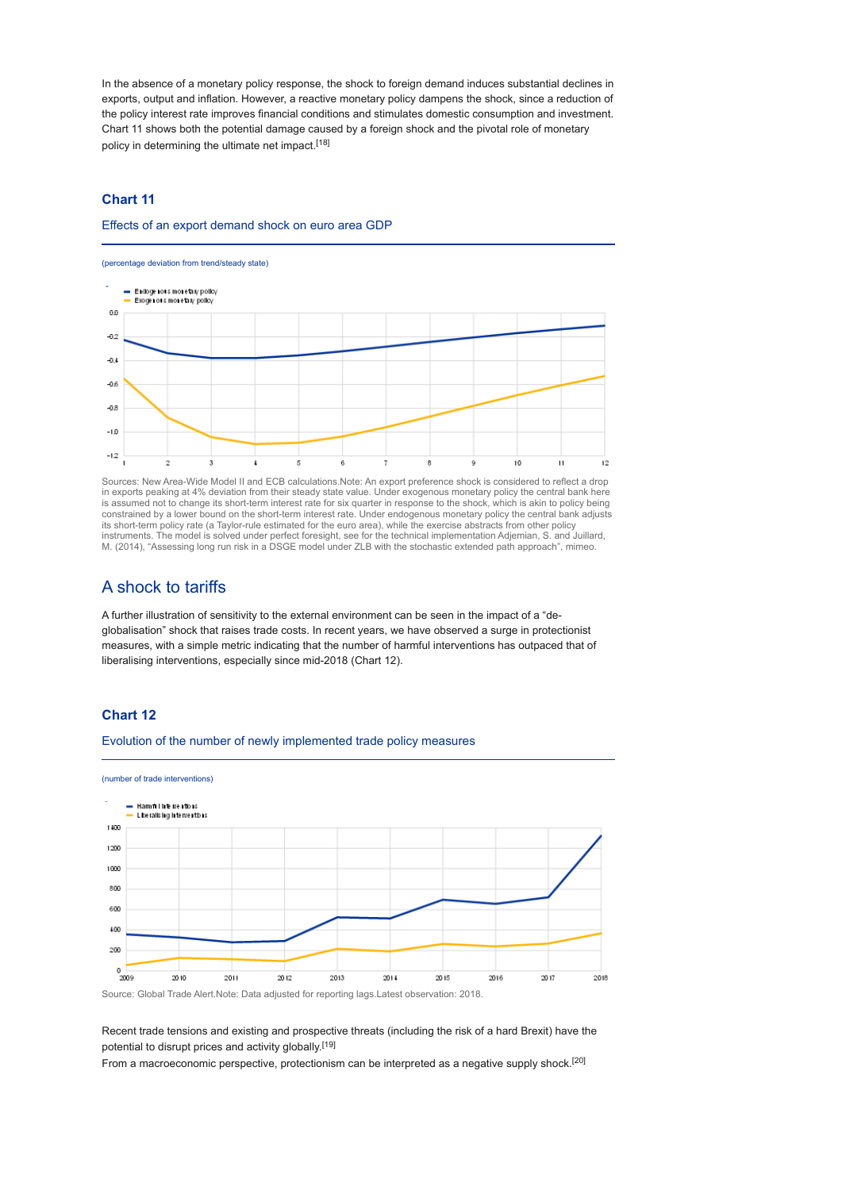In the absence of a monetary policy response, the shock to foreign demand induces substantial declines in exports, output and inflation. However, a reactive monetary policy dampens the shock, since a reduction of the policy interest rate improves financial conditions and stimulates domestic consumption and investment. Chart 11 shows both the potential damage caused by a foreign shock and the pivotal role of monetary policy in determining the ultimate net impact.[18]

### Chart 11

Effects of an export demand shock on euro area GDP

(percentage deviation from trend/steady state)

Sources: New Area-Wide Model II and ECB calculations.Note: An export preference shock is considered to reflect a drop in exports peaking at 4% deviation from their steady state value. Under exogenous monetary policy the central bank here is assumed not to change its short-term interest rate for six quarter in response to the shock, which is akin to policy being constrained by a lower bound on the short-term interest rate. Under endogenous monetary policy the central bank adjusts its short-term policy rate (a Taylor-rule estimated for the euro area), while the exercise abstracts from other policy instruments. The model is solved under perfect foresight, see for the technical implementation Adjemian, S. and Juillard, M. (2014), "Assessing long run risk in a DSGE model under ZLB with the stochastic extended path approach", mimeo.

## A shock to tariffs

A further illustration of sensitivity to the external environment can be seen in the impact of a "de-globalisation" shock that raises trade costs. In recent years, we have observed a surge in protectionist measures, with a simple metric indicating that the number of harmful interventions has outpaced that of liberalising interventions, especially since mid-2018 (Chart 12).

### Chart 12

Evolution of the number of newly implemented trade policy measures

(number of trade interventions)

Source: Global Trade Alert.Note: Data adjusted for reporting lags.Latest observation: 2018.

Recent trade tensions and existing and prospective threats (including the risk of a hard Brexit) have the potential to disrupt prices and activity globally.[19]

From a macroeconomic perspective, protectionism can be interpreted as a negative supply shock.[20]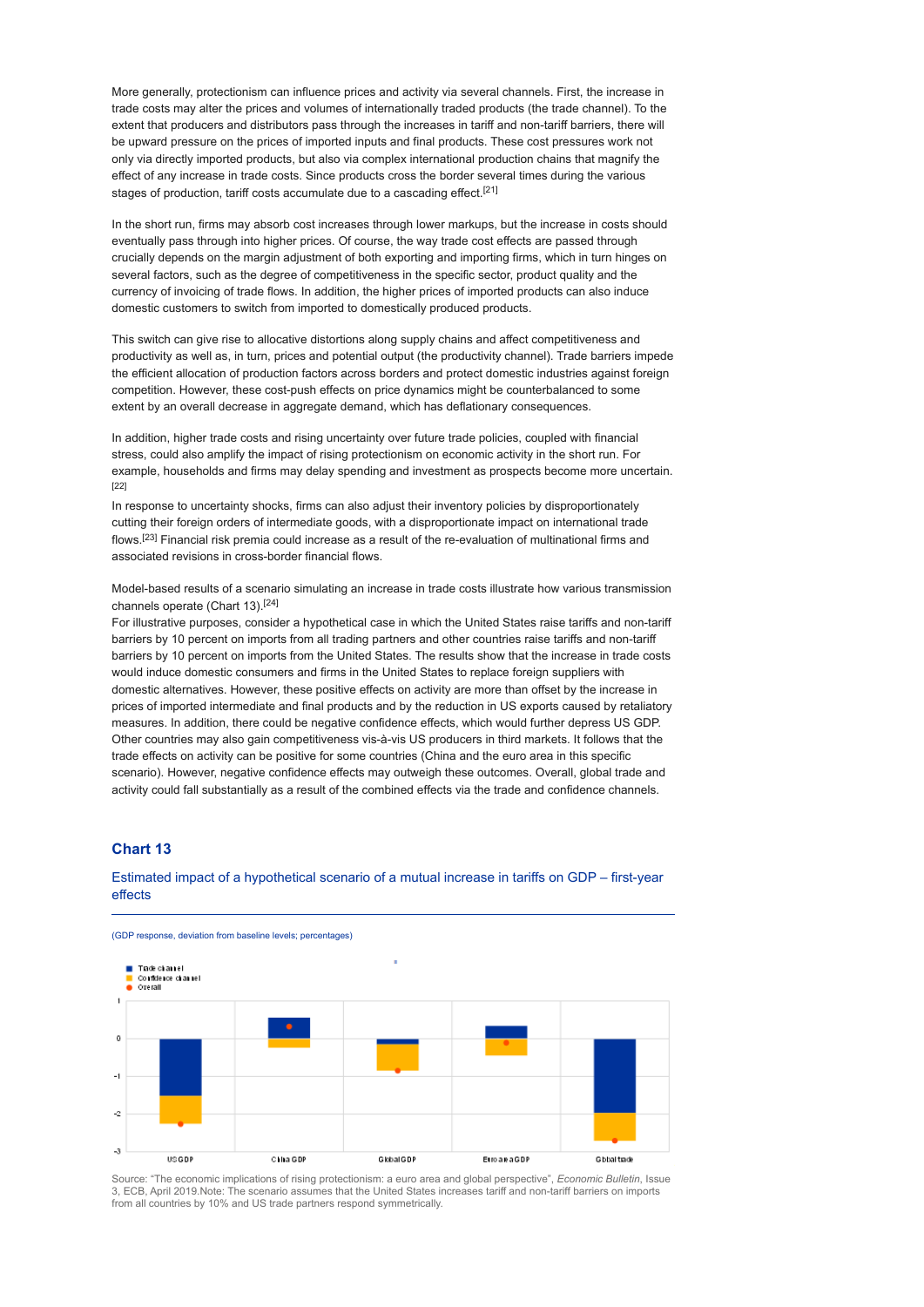More generally, protectionism can influence prices and activity via several channels. First, the increase in trade costs may alter the prices and volumes of internationally traded products (the trade channel). To the extent that producers and distributors pass through the increases in tariff and non-tariff barriers, there will be upward pressure on the prices of imported inputs and final products. These cost pressures work not only via directly imported products, but also via complex international production chains that magnify the effect of any increase in trade costs. Since products cross the border several times during the various stages of production, tariff costs accumulate due to a cascading effect.[21]

In the short run, firms may absorb cost increases through lower markups, but the increase in costs should eventually pass through into higher prices. Of course, the way trade cost effects are passed through crucially depends on the margin adjustment of both exporting and importing firms, which in turn hinges on several factors, such as the degree of competitiveness in the specific sector, product quality and the currency of invoicing of trade flows. In addition, the higher prices of imported products can also induce domestic customers to switch from imported to domestically produced products.

This switch can give rise to allocative distortions along supply chains and affect competitiveness and productivity as well as, in turn, prices and potential output (the productivity channel). Trade barriers impede the efficient allocation of production factors across borders and protect domestic industries against foreign competition. However, these cost-push effects on price dynamics might be counterbalanced to some extent by an overall decrease in aggregate demand, which has deflationary consequences.

In addition, higher trade costs and rising uncertainty over future trade policies, coupled with financial stress, could also amplify the impact of rising protectionism on economic activity in the short run. For example, households and firms may delay spending and investment as prospects become more uncertain.[22]

In response to uncertainty shocks, firms can also adjust their inventory policies by disproportionately cutting their foreign orders of intermediate goods, with a disproportionate impact on international trade flows.[23] Financial risk premia could increase as a result of the re-evaluation of multinational firms and associated revisions in cross-border financial flows.

Model-based results of a scenario simulating an increase in trade costs illustrate how various transmission channels operate (Chart 13).[24]

For illustrative purposes, consider a hypothetical case in which the United States raise tariffs and non-tariff barriers by 10 percent on imports from all trading partners and other countries raise tariffs and non-tariff barriers by 10 percent on imports from the United States. The results show that the increase in trade costs would induce domestic consumers and firms in the United States to replace foreign suppliers with domestic alternatives. However, these positive effects on activity are more than offset by the increase in prices of imported intermediate and final products and by the reduction in US exports caused by retaliatory measures. In addition, there could be negative confidence effects, which would further depress US GDP. Other countries may also gain competitiveness vis-à-vis US producers in third markets. It follows that the trade effects on activity can be positive for some countries (China and the euro area in this specific scenario). However, negative confidence effects may outweigh these outcomes. Overall, global trade and activity could fall substantially as a result of the combined effects via the trade and confidence channels.

## Chart 13

### Estimated impact of a hypothetical scenario of a mutual increase in tariffs on GDP – first-year effects

(GDP response, deviation from baseline levels; percentages)

Legend: Trade channel; Confidence channel; Overall

Categories: US GDP, China GDP, Global GDP, Euro area GDP, Global trade

Source: "The economic implications of rising protectionism: a euro area and global perspective", *Economic Bulletin*, Issue 3, ECB, April 2019.Note: The scenario assumes that the United States increases tariff and non-tariff barriers on imports from all countries by 10% and US trade partners respond symmetrically.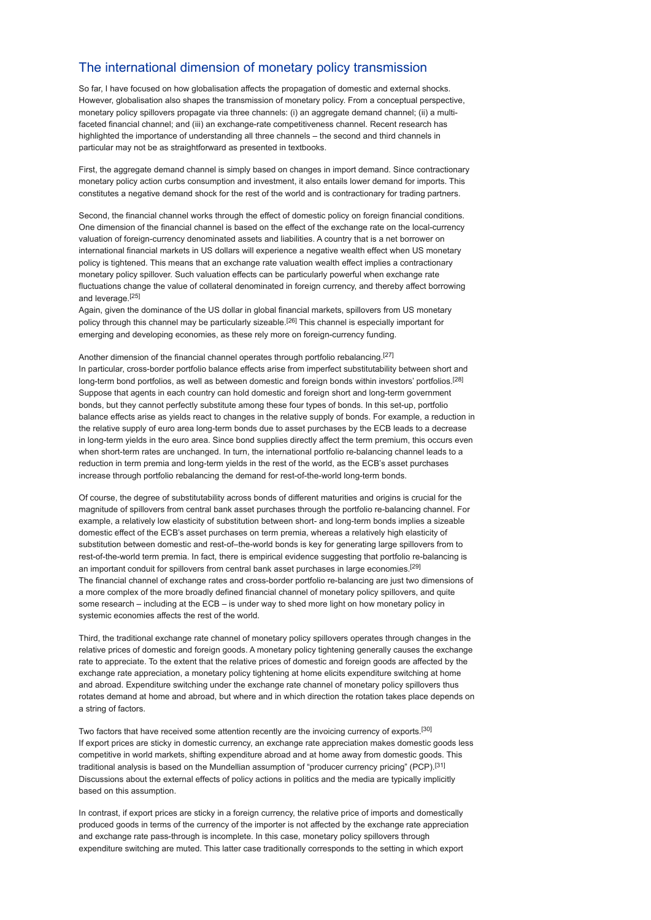## The international dimension of monetary policy transmission

So far, I have focused on how globalisation affects the propagation of domestic and external shocks. However, globalisation also shapes the transmission of monetary policy. From a conceptual perspective, monetary policy spillovers propagate via three channels: (i) an aggregate demand channel; (ii) a multi-faceted financial channel; and (iii) an exchange-rate competitiveness channel. Recent research has highlighted the importance of understanding all three channels – the second and third channels in particular may not be as straightforward as presented in textbooks.

First, the aggregate demand channel is simply based on changes in import demand. Since contractionary monetary policy action curbs consumption and investment, it also entails lower demand for imports. This constitutes a negative demand shock for the rest of the world and is contractionary for trading partners.

Second, the financial channel works through the effect of domestic policy on foreign financial conditions. One dimension of the financial channel is based on the effect of the exchange rate on the local-currency valuation of foreign-currency denominated assets and liabilities. A country that is a net borrower on international financial markets in US dollars will experience a negative wealth effect when US monetary policy is tightened. This means that an exchange rate valuation wealth effect implies a contractionary monetary policy spillover. Such valuation effects can be particularly powerful when exchange rate fluctuations change the value of collateral denominated in foreign currency, and thereby affect borrowing and leverage.[25]

Again, given the dominance of the US dollar in global financial markets, spillovers from US monetary policy through this channel may be particularly sizeable.[26] This channel is especially important for emerging and developing economies, as these rely more on foreign-currency funding.

Another dimension of the financial channel operates through portfolio rebalancing.[27]

In particular, cross-border portfolio balance effects arise from imperfect substitutability between short and long-term bond portfolios, as well as between domestic and foreign bonds within investors' portfolios.[28] Suppose that agents in each country can hold domestic and foreign short and long-term government bonds, but they cannot perfectly substitute among these four types of bonds. In this set-up, portfolio balance effects arise as yields react to changes in the relative supply of bonds. For example, a reduction in the relative supply of euro area long-term bonds due to asset purchases by the ECB leads to a decrease in long-term yields in the euro area. Since bond supplies directly affect the term premium, this occurs even when short-term rates are unchanged. In turn, the international portfolio re-balancing channel leads to a reduction in term premia and long-term yields in the rest of the world, as the ECB's asset purchases increase through portfolio rebalancing the demand for rest-of-the-world long-term bonds.

Of course, the degree of substitutability across bonds of different maturities and origins is crucial for the magnitude of spillovers from central bank asset purchases through the portfolio re-balancing channel. For example, a relatively low elasticity of substitution between short- and long-term bonds implies a sizeable domestic effect of the ECB's asset purchases on term premia, whereas a relatively high elasticity of substitution between domestic and rest-of–the-world bonds is key for generating large spillovers from to rest-of-the-world term premia. In fact, there is empirical evidence suggesting that portfolio re-balancing is an important conduit for spillovers from central bank asset purchases in large economies.[29]

The financial channel of exchange rates and cross-border portfolio re-balancing are just two dimensions of a more complex of the more broadly defined financial channel of monetary policy spillovers, and quite some research – including at the ECB – is under way to shed more light on how monetary policy in systemic economies affects the rest of the world.

Third, the traditional exchange rate channel of monetary policy spillovers operates through changes in the relative prices of domestic and foreign goods. A monetary policy tightening generally causes the exchange rate to appreciate. To the extent that the relative prices of domestic and foreign goods are affected by the exchange rate appreciation, a monetary policy tightening at home elicits expenditure switching at home and abroad. Expenditure switching under the exchange rate channel of monetary policy spillovers thus rotates demand at home and abroad, but where and in which direction the rotation takes place depends on a string of factors.

Two factors that have received some attention recently are the invoicing currency of exports.[30]

If export prices are sticky in domestic currency, an exchange rate appreciation makes domestic goods less competitive in world markets, shifting expenditure abroad and at home away from domestic goods. This traditional analysis is based on the Mundellian assumption of "producer currency pricing" (PCP).[31] Discussions about the external effects of policy actions in politics and the media are typically implicitly based on this assumption.

In contrast, if export prices are sticky in a foreign currency, the relative price of imports and domestically produced goods in terms of the currency of the importer is not affected by the exchange rate appreciation and exchange rate pass-through is incomplete. In this case, monetary policy spillovers through expenditure switching are muted. This latter case traditionally corresponds to the setting in which export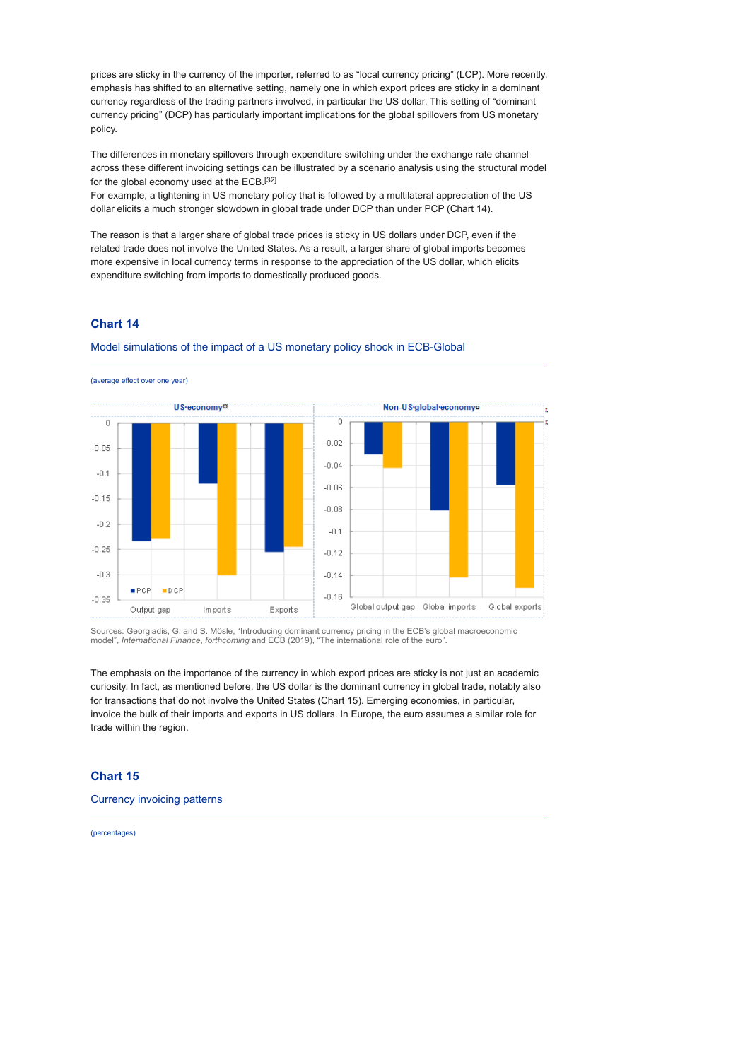prices are sticky in the currency of the importer, referred to as "local currency pricing" (LCP). More recently, emphasis has shifted to an alternative setting, namely one in which export prices are sticky in a dominant currency regardless of the trading partners involved, in particular the US dollar. This setting of "dominant currency pricing" (DCP) has particularly important implications for the global spillovers from US monetary policy.

The differences in monetary spillovers through expenditure switching under the exchange rate channel across these different invoicing settings can be illustrated by a scenario analysis using the structural model for the global economy used at the ECB.[32]
For example, a tightening in US monetary policy that is followed by a multilateral appreciation of the US dollar elicits a much stronger slowdown in global trade under DCP than under PCP (Chart 14).

The reason is that a larger share of global trade prices is sticky in US dollars under DCP, even if the related trade does not involve the United States. As a result, a larger share of global imports becomes more expensive in local currency terms in response to the appreciation of the US dollar, which elicits expenditure switching from imports to domestically produced goods.

## Chart 14

Model simulations of the impact of a US monetary policy shock in ECB-Global

(average effect over one year)

US economy

| | PCP | DCP |
|---|---|---|
| Output gap | -0.235 | -0.23 |
| Imports | -0.12 | -0.3 |
| Exports | -0.255 | -0.245 |

Non-US global economy

| | PCP | DCP |
|---|---|---|
| Global output gap | -0.03 | -0.042 |
| Global imports | -0.08 | -0.142 |
| Global exports | -0.058 | -0.151 |

Sources: Georgiadis, G. and S. Mösle, "Introducing dominant currency pricing in the ECB's global macroeconomic model", *International Finance*, *forthcoming* and ECB (2019), "The international role of the euro".

The emphasis on the importance of the currency in which export prices are sticky is not just an academic curiosity. In fact, as mentioned before, the US dollar is the dominant currency in global trade, notably also for transactions that do not involve the United States (Chart 15). Emerging economies, in particular, invoice the bulk of their imports and exports in US dollars. In Europe, the euro assumes a similar role for trade within the region.

## Chart 15

Currency invoicing patterns

(percentages)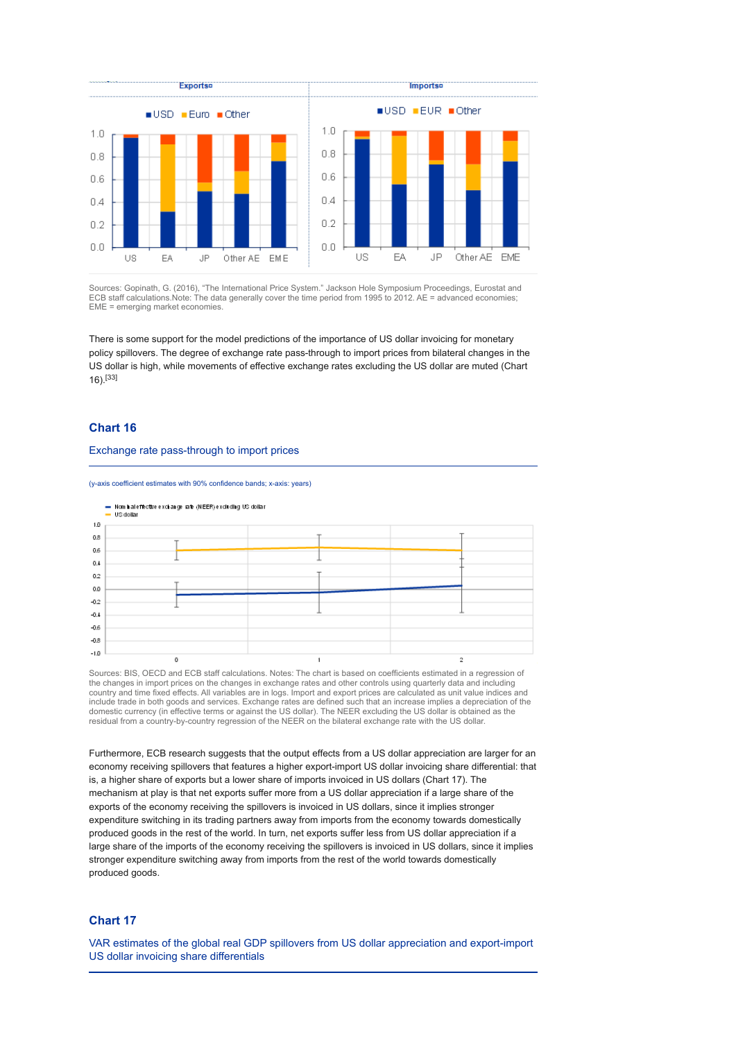Sources: Gopinath, G. (2016), "The International Price System." Jackson Hole Symposium Proceedings, Eurostat and ECB staff calculations.Note: The data generally cover the time period from 1995 to 2012. AE = advanced economies; EME = emerging market economies.

There is some support for the model predictions of the importance of US dollar invoicing for monetary policy spillovers. The degree of exchange rate pass-through to import prices from bilateral changes in the US dollar is high, while movements of effective exchange rates excluding the US dollar are muted (Chart 16).[33]

## Chart 16

### Exchange rate pass-through to import prices

(y-axis coefficient estimates with 90% confidence bands; x-axis: years)

Sources: BIS, OECD and ECB staff calculations. Notes: The chart is based on coefficients estimated in a regression of the changes in import prices on the changes in exchange rates and other controls using quarterly data and including country and time fixed effects. All variables are in logs. Import and export prices are calculated as unit value indices and include trade in both goods and services. Exchange rates are defined such that an increase implies a depreciation of the domestic currency (in effective terms or against the US dollar). The NEER excluding the US dollar is obtained as the residual from a country-by-country regression of the NEER on the bilateral exchange rate with the US dollar.

Furthermore, ECB research suggests that the output effects from a US dollar appreciation are larger for an economy receiving spillovers that features a higher export-import US dollar invoicing share differential: that is, a higher share of exports but a lower share of imports invoiced in US dollars (Chart 17). The mechanism at play is that net exports suffer more from a US dollar appreciation if a large share of the exports of the economy receiving the spillovers is invoiced in US dollars, since it implies stronger expenditure switching in its trading partners away from imports from the economy towards domestically produced goods in the rest of the world. In turn, net exports suffer less from US dollar appreciation if a large share of the imports of the economy receiving the spillovers is invoiced in US dollars, since it implies stronger expenditure switching away from imports from the rest of the world towards domestically produced goods.

## Chart 17

### VAR estimates of the global real GDP spillovers from US dollar appreciation and export-import US dollar invoicing share differentials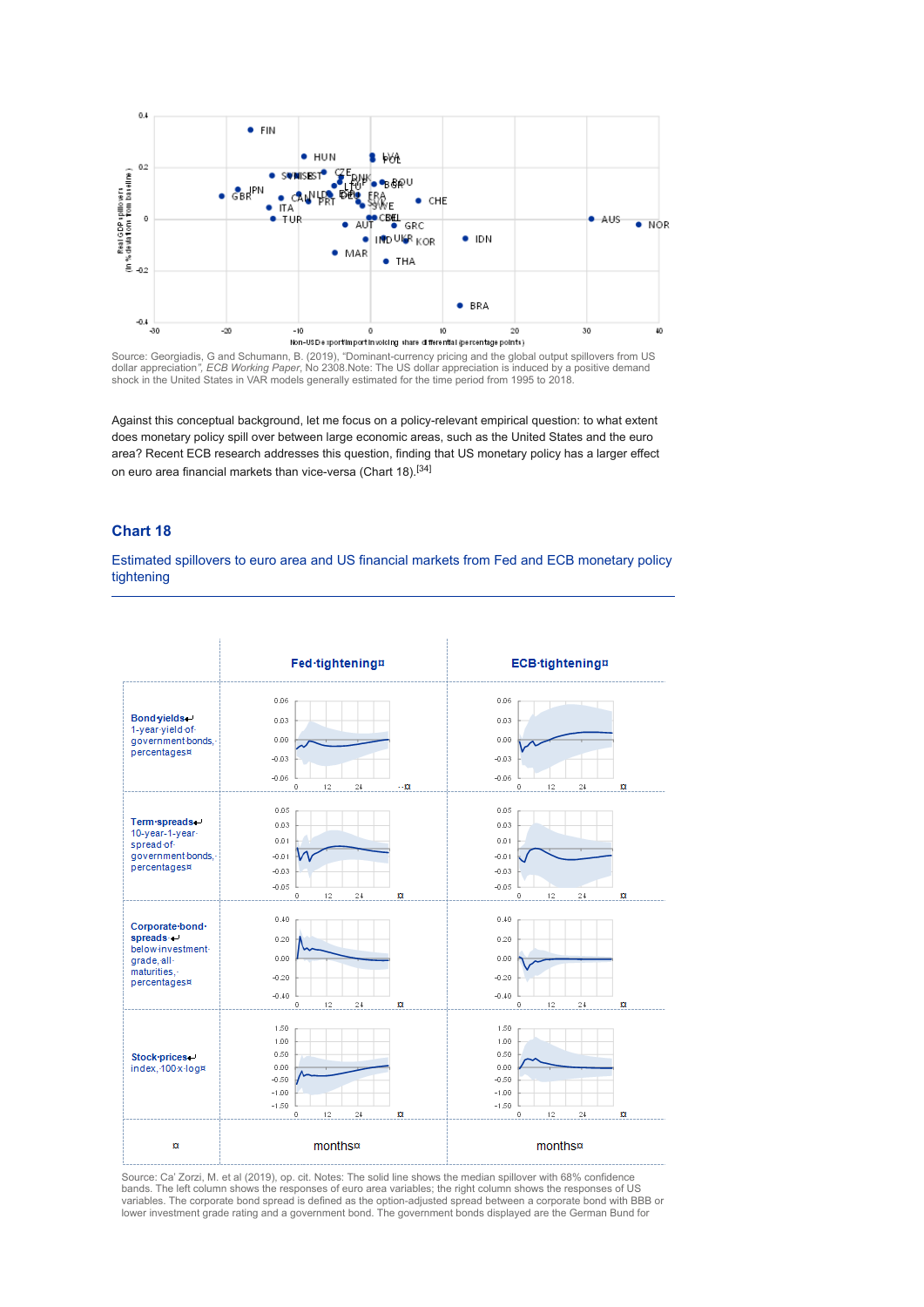Source: Georgiadis, G and Schumann, B. (2019), "Dominant-currency pricing and the global output spillovers from US dollar appreciation", *ECB Working Paper*, No 2308.Note: The US dollar appreciation is induced by a positive demand shock in the United States in VAR models generally estimated for the time period from 1995 to 2018.

Against this conceptual background, let me focus on a policy-relevant empirical question: to what extent does monetary policy spill over between large economic areas, such as the United States and the euro area? Recent ECB research addresses this question, finding that US monetary policy has a larger effect on euro area financial markets than vice-versa (Chart 18).[34]

## Chart 18

### Estimated spillovers to euro area and US financial markets from Fed and ECB monetary policy tightening

| | Fed tightening | ECB tightening |
|---|---|---|
| **Bond yields** 1-year yield of government bonds, percentages | | |
| **Term spreads** 10-year-1-year spread of government bonds, percentages | | |
| **Corporate bond spreads** below investment grade, all maturities, percentages | | |
| **Stock prices** index, 100 x log | | |
| | months | months |

Source: Ca' Zorzi, M. et al (2019). op. cit. Notes: The solid line shows the median spillover with 68% confidence bands. The left column shows the responses of euro area variables; the right column shows the responses of US variables. The corporate bond spread is defined as the option-adjusted spread between a corporate bond with BBB or lower investment grade rating and a government bond. The government bonds displayed are the German Bund for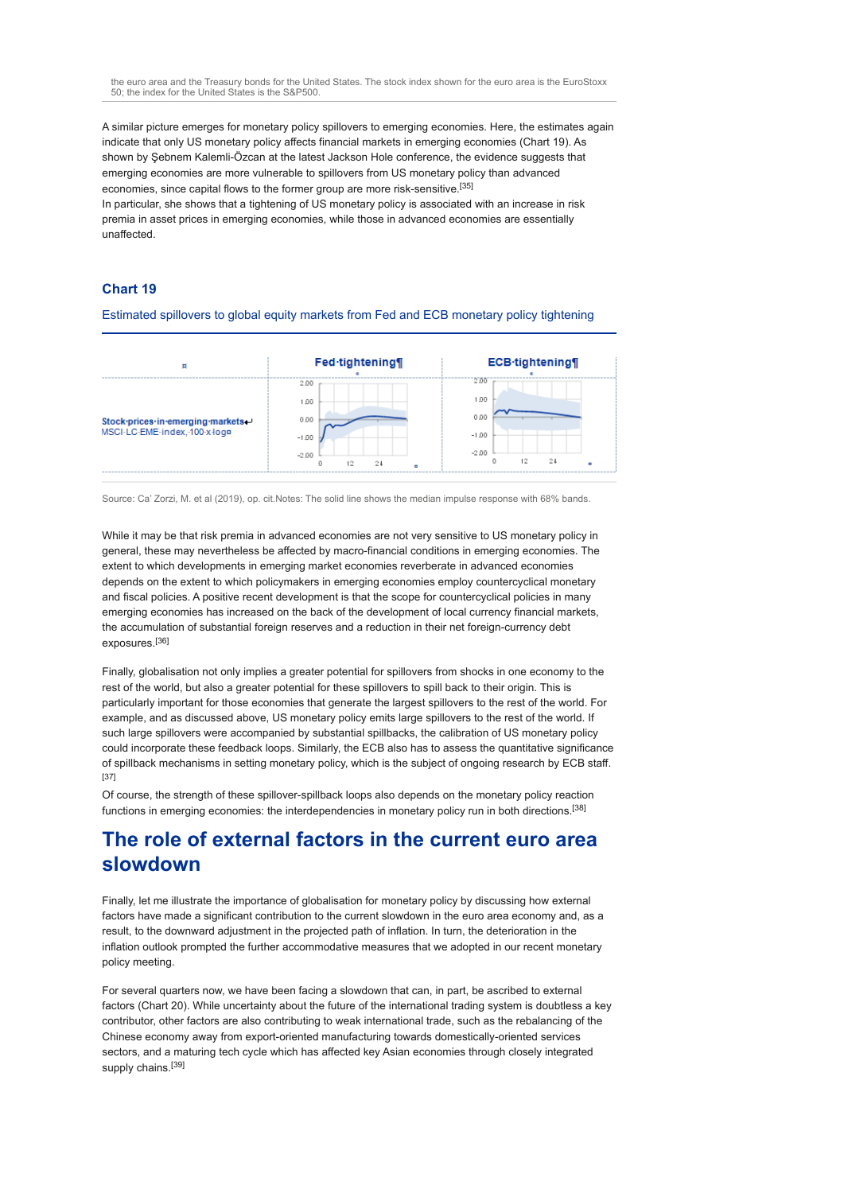the euro area and the Treasury bonds for the United States. The stock index shown for the euro area is the EuroStoxx 50; the index for the United States is the S&P500.

A similar picture emerges for monetary policy spillovers to emerging economies. Here, the estimates again indicate that only US monetary policy affects financial markets in emerging economies (Chart 19). As shown by Şebnem Kalemli-Özcan at the latest Jackson Hole conference, the evidence suggests that emerging economies are more vulnerable to spillovers from US monetary policy than advanced economies, since capital flows to the former group are more risk-sensitive.[35]

In particular, she shows that a tightening of US monetary policy is associated with an increase in risk premia in asset prices in emerging economies, while those in advanced economies are essentially unaffected.

### Chart 19

Estimated spillovers to global equity markets from Fed and ECB monetary policy tightening

| | Fed tightening | ECB tightening |
|---|---|---|
| **Stock prices in emerging markets** MSCI LC EME index, 100 x log | | |

Source: Ca' Zorzi, M. et al (2019), op. cit.Notes: The solid line shows the median impulse response with 68% bands.

While it may be that risk premia in advanced economies are not very sensitive to US monetary policy in general, these may nevertheless be affected by macro-financial conditions in emerging economies. The extent to which developments in emerging market economies reverberate in advanced economies depends on the extent to which policymakers in emerging economies employ countercyclical monetary and fiscal policies. A positive recent development is that the scope for countercyclical policies in many emerging economies has increased on the back of the development of local currency financial markets, the accumulation of substantial foreign reserves and a reduction in their net foreign-currency debt exposures.[36]

Finally, globalisation not only implies a greater potential for spillovers from shocks in one economy to the rest of the world, but also a greater potential for these spillovers to spill back to their origin. This is particularly important for those economies that generate the largest spillovers to the rest of the world. For example, and as discussed above, US monetary policy emits large spillovers to the rest of the world. If such large spillovers were accompanied by substantial spillbacks, the calibration of US monetary policy could incorporate these feedback loops. Similarly, the ECB also has to assess the quantitative significance of spillback mechanisms in setting monetary policy, which is the subject of ongoing research by ECB staff.[37]

Of course, the strength of these spillover-spillback loops also depends on the monetary policy reaction functions in emerging economies: the interdependencies in monetary policy run in both directions.[38]

## The role of external factors in the current euro area slowdown

Finally, let me illustrate the importance of globalisation for monetary policy by discussing how external factors have made a significant contribution to the current slowdown in the euro area economy and, as a result, to the downward adjustment in the projected path of inflation. In turn, the deterioration in the inflation outlook prompted the further accommodative measures that we adopted in our recent monetary policy meeting.

For several quarters now, we have been facing a slowdown that can, in part, be ascribed to external factors (Chart 20). While uncertainty about the future of the international trading system is doubtless a key contributor, other factors are also contributing to weak international trade, such as the rebalancing of the Chinese economy away from export-oriented manufacturing towards domestically-oriented services sectors, and a maturing tech cycle which has affected key Asian economies through closely integrated supply chains.[39]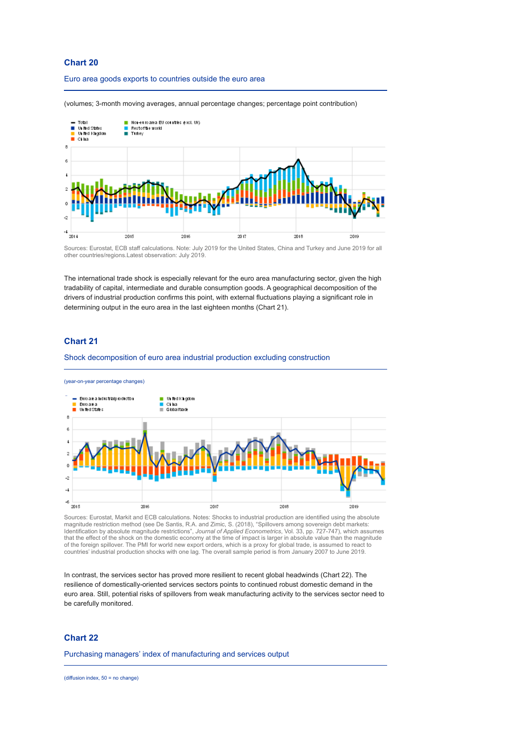### Chart 20

Euro area goods exports to countries outside the euro area

(volumes; 3-month moving averages, annual percentage changes; percentage point contribution)

Sources: Eurostat, ECB staff calculations. Note: July 2019 for the United States, China and Turkey and June 2019 for all other countries/regions.Latest observation: July 2019.

The international trade shock is especially relevant for the euro area manufacturing sector, given the high tradability of capital, intermediate and durable consumption goods. A geographical decomposition of the drivers of industrial production confirms this point, with external fluctuations playing a significant role in determining output in the euro area in the last eighteen months (Chart 21).

### Chart 21

Shock decomposition of euro area industrial production excluding construction

(year-on-year percentage changes)

Sources: Eurostat, Markit and ECB calculations. Notes: Shocks to industrial production are identified using the absolute magnitude restriction method (see De Santis, R.A. and Zimic, S. (2018), "Spillovers among sovereign debt markets: Identification by absolute magnitude restrictions", *Journal of Applied Econometrics*, Vol. 33, pp. 727-747), which assumes that the effect of the shock on the domestic economy at the time of impact is larger in absolute value than the magnitude of the foreign spillover. The PMI for world new export orders, which is a proxy for global trade, is assumed to react to countries' industrial production shocks with one lag. The overall sample period is from January 2007 to June 2019.

In contrast, the services sector has proved more resilient to recent global headwinds (Chart 22). The resilience of domestically-oriented services sectors points to continued robust domestic demand in the euro area. Still, potential risks of spillovers from weak manufacturing activity to the services sector need to be carefully monitored.

### Chart 22

Purchasing managers' index of manufacturing and services output

(diffusion index, 50 = no change)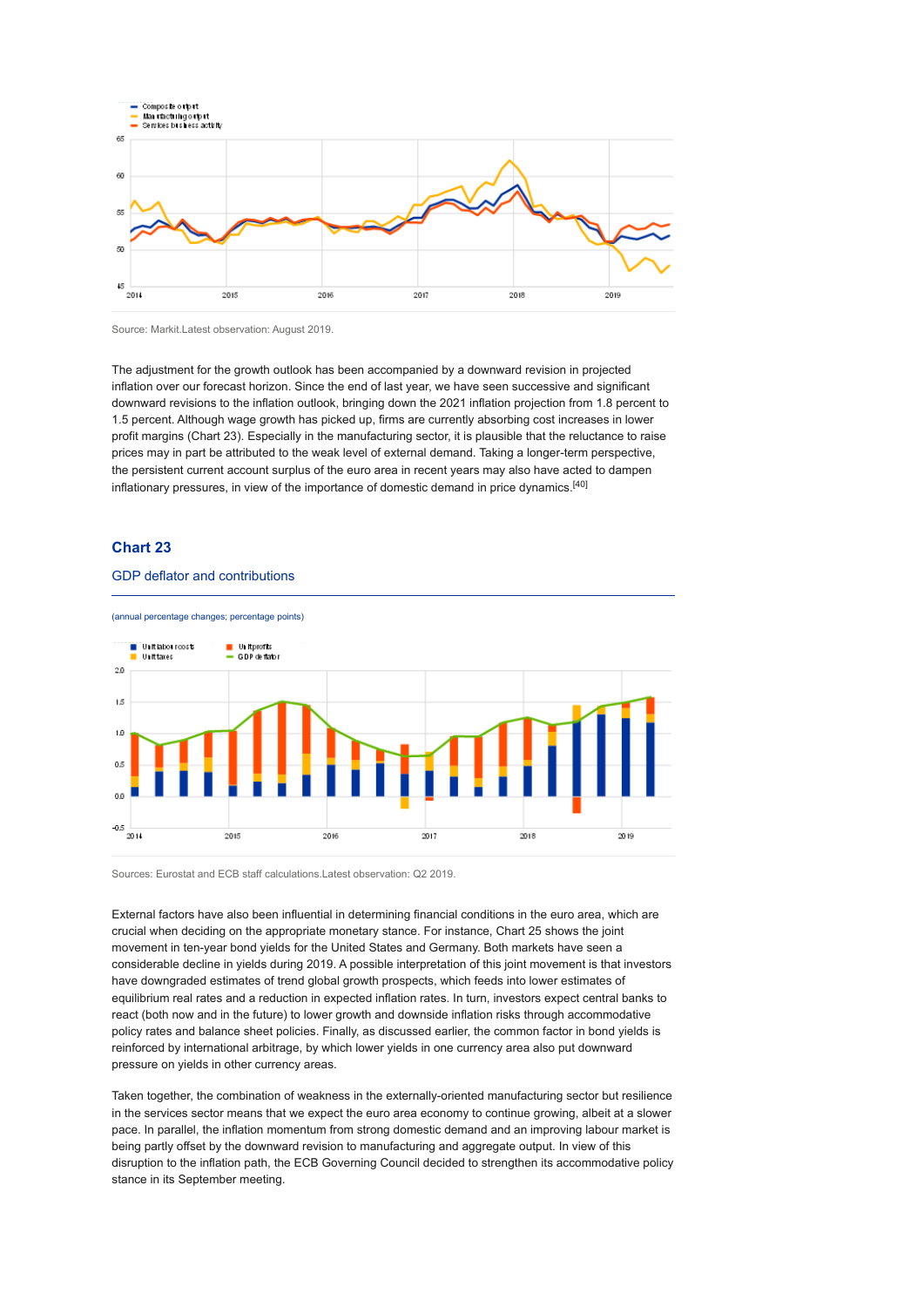Source: Markit.Latest observation: August 2019.

The adjustment for the growth outlook has been accompanied by a downward revision in projected inflation over our forecast horizon. Since the end of last year, we have seen successive and significant downward revisions to the inflation outlook, bringing down the 2021 inflation projection from 1.8 percent to 1.5 percent. Although wage growth has picked up, firms are currently absorbing cost increases in lower profit margins (Chart 23). Especially in the manufacturing sector, it is plausible that the reluctance to raise prices may in part be attributed to the weak level of external demand. Taking a longer-term perspective, the persistent current account surplus of the euro area in recent years may also have acted to dampen inflationary pressures, in view of the importance of domestic demand in price dynamics.[40]

### Chart 23

GDP deflator and contributions

(annual percentage changes; percentage points)

Sources: Eurostat and ECB staff calculations.Latest observation: Q2 2019.

External factors have also been influential in determining financial conditions in the euro area, which are crucial when deciding on the appropriate monetary stance. For instance, Chart 25 shows the joint movement in ten-year bond yields for the United States and Germany. Both markets have seen a considerable decline in yields during 2019. A possible interpretation of this joint movement is that investors have downgraded estimates of trend global growth prospects, which feeds into lower estimates of equilibrium real rates and a reduction in expected inflation rates. In turn, investors expect central banks to react (both now and in the future) to lower growth and downside inflation risks through accommodative policy rates and balance sheet policies. Finally, as discussed earlier, the common factor in bond yields is reinforced by international arbitrage, by which lower yields in one currency area also put downward pressure on yields in other currency areas.

Taken together, the combination of weakness in the externally-oriented manufacturing sector but resilience in the services sector means that we expect the euro area economy to continue growing, albeit at a slower pace. In parallel, the inflation momentum from strong domestic demand and an improving labour market is being partly offset by the downward revision to manufacturing and aggregate output. In view of this disruption to the inflation path, the ECB Governing Council decided to strengthen its accommodative policy stance in its September meeting.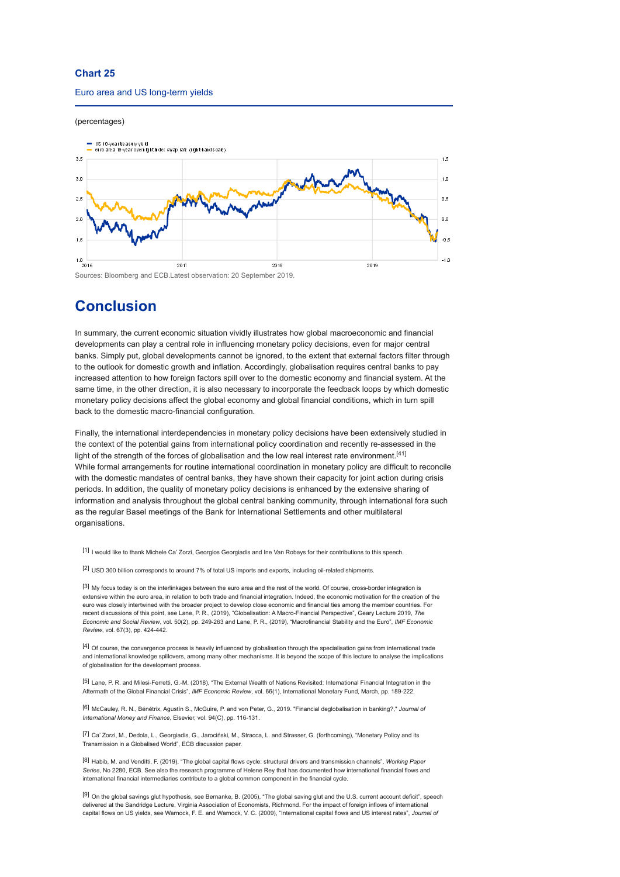**Chart 25**

Euro area and US long-term yields

(percentages)

Sources: Bloomberg and ECB.Latest observation: 20 September 2019.

## Conclusion

In summary, the current economic situation vividly illustrates how global macroeconomic and financial developments can play a central role in influencing monetary policy decisions, even for major central banks. Simply put, global developments cannot be ignored, to the extent that external factors filter through to the outlook for domestic growth and inflation. Accordingly, globalisation requires central banks to pay increased attention to how foreign factors spill over to the domestic economy and financial system. At the same time, in the other direction, it is also necessary to incorporate the feedback loops by which domestic monetary policy decisions affect the global economy and global financial conditions, which in turn spill back to the domestic macro-financial configuration.

Finally, the international interdependencies in monetary policy decisions have been extensively studied in the context of the potential gains from international policy coordination and recently re-assessed in the light of the strength of the forces of globalisation and the low real interest rate environment.[41] While formal arrangements for routine international coordination in monetary policy are difficult to reconcile with the domestic mandates of central banks, they have shown their capacity for joint action during crisis periods. In addition, the quality of monetary policy decisions is enhanced by the extensive sharing of information and analysis throughout the global central banking community, through international fora such as the regular Basel meetings of the Bank for International Settlements and other multilateral organisations.

[1] I would like to thank Michele Ca' Zorzi, Georgios Georgiadis and Ine Van Robays for their contributions to this speech.

[2] USD 300 billion corresponds to around 7% of total US imports and exports, including oil-related shipments.

[3] My focus today is on the interlinkages between the euro area and the rest of the world. Of course, cross-border integration is extensive within the euro area, in relation to both trade and financial integration. Indeed, the economic motivation for the creation of the euro was closely intertwined with the broader project to develop close economic and financial ties among the member countries. For recent discussions of this point, see Lane, P. R., (2019), "Globalisation: A Macro-Financial Perspective", Geary Lecture 2019, *The Economic and Social Review*, vol. 50(2), pp. 249-263 and Lane, P. R., (2019), "Macrofinancial Stability and the Euro", *IMF Economic Review*, vol. 67(3), pp. 424-442.

[4] Of course, the convergence process is heavily influenced by globalisation through the specialisation gains from international trade and international knowledge spillovers, among many other mechanisms. It is beyond the scope of this lecture to analyse the implications of globalisation for the development process.

[5] Lane, P. R. and Milesi-Ferretti, G.-M. (2018), "The External Wealth of Nations Revisited: International Financial Integration in the Aftermath of the Global Financial Crisis", *IMF Economic Review*, vol. 66(1), International Monetary Fund, March, pp. 189-222.

[6] McCauley, R. N., Bénétrix, Agustín S., McGuire, P. and von Peter, G., 2019. "Financial deglobalisation in banking?," *Journal of International Money and Finance*, Elsevier, vol. 94(C), pp. 116-131.

[7] Ca' Zorzi, M., Dedola, L., Georgiadis, G., Jarociński, M., Stracca, L. and Strasser, G. (forthcoming), "Monetary Policy and its Transmission in a Globalised World", ECB discussion paper.

[8] Habib, M. and Venditti, F. (2019), "The global capital flows cycle: structural drivers and transmission channels", *Working Paper Series*, No 2280, ECB. See also the research programme of Helene Rey that has documented how international financial flows and international financial intermediaries contribute to a global common component in the financial cycle.

[9] On the global savings glut hypothesis, see Bernanke, B. (2005), "The global saving glut and the U.S. current account deficit", speech delivered at the Sandridge Lecture, Virginia Association of Economists, Richmond. For the impact of foreign inflows of international capital flows on US yields, see Warnock, F. E. and Warnock, V. C. (2009), "International capital flows and US interest rates", *Journal of*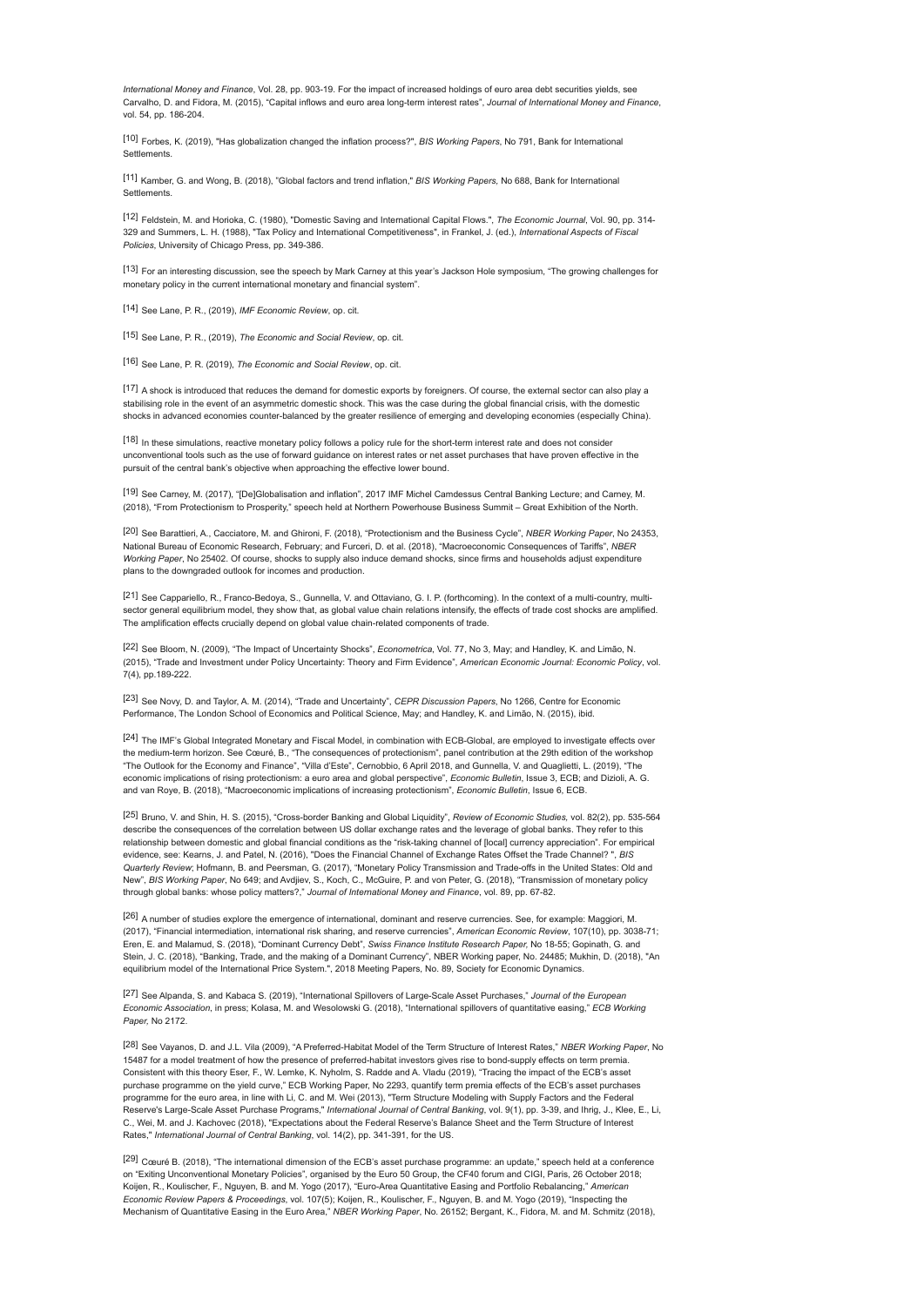*International Money and Finance*, Vol. 28, pp. 903-19. For the impact of increased holdings of euro area debt securities yields, see Carvalho, D. and Fidora, M. (2015), "Capital inflows and euro area long-term interest rates", *Journal of International Money and Finance*, vol. 54, pp. 186-204.

[10] Forbes, K. (2019), "Has globalization changed the inflation process?", *BIS Working Papers*, No 791, Bank for International Settlements.

[11] Kamber, G. and Wong, B. (2018), "Global factors and trend inflation," *BIS Working Papers,* No 688, Bank for International Settlements.

[12] Feldstein, M. and Horioka, C. (1980), "Domestic Saving and International Capital Flows.", *The Economic Journal*, Vol. 90, pp. 314-329 and Summers, L. H. (1988), "Tax Policy and International Competitiveness", in Frankel, J. (ed.), *International Aspects of Fiscal Policies*, University of Chicago Press, pp. 349-386.

[13] For an interesting discussion, see the speech by Mark Carney at this year's Jackson Hole symposium, "The growing challenges for monetary policy in the current international monetary and financial system".

[14] See Lane, P. R., (2019), *IMF Economic Review*, op. cit.

[15] See Lane, P. R., (2019), *The Economic and Social Review*, op. cit.

[16] See Lane, P. R. (2019), *The Economic and Social Review*, op. cit.

[17] A shock is introduced that reduces the demand for domestic exports by foreigners. Of course, the external sector can also play a stabilising role in the event of an asymmetric domestic shock. This was the case during the global financial crisis, with the domestic shocks in advanced economies counter-balanced by the greater resilience of emerging and developing economies (especially China).

[18] In these simulations, reactive monetary policy follows a policy rule for the short-term interest rate and does not consider unconventional tools such as the use of forward guidance on interest rates or net asset purchases that have proven effective in the pursuit of the central bank's objective when approaching the effective lower bound.

[19] See Carney, M. (2017), "[De]Globalisation and inflation", 2017 IMF Michel Camdessus Central Banking Lecture; and Carney, M. (2018), "From Protectionism to Prosperity," speech held at Northern Powerhouse Business Summit – Great Exhibition of the North.

[20] See Barattieri, A., Cacciatore, M. and Ghironi, F. (2018), "Protectionism and the Business Cycle", *NBER Working Paper*, No 24353, National Bureau of Economic Research, February; and Furceri, D. et al. (2018), "Macroeconomic Consequences of Tariffs", *NBER Working Paper*, No 25402. Of course, shocks to supply also induce demand shocks, since firms and households adjust expenditure plans to the downgraded outlook for incomes and production.

[21] See Cappariello, R., Franco-Bedoya, S., Gunnella, V. and Ottaviano, G. I. P. (forthcoming). In the context of a multi-country, multi-sector general equilibrium model, they show that, as global value chain relations intensify, the effects of trade cost shocks are amplified. The amplification effects crucially depend on global value chain-related components of trade.

[22] See Bloom, N. (2009), "The Impact of Uncertainty Shocks", *Econometrica*, Vol. 77, No 3, May; and Handley, K. and Limão, N. (2015), "Trade and Investment under Policy Uncertainty: Theory and Firm Evidence", *American Economic Journal: Economic Policy*, vol. 7(4), pp.189-222.

[23] See Novy, D. and Taylor, A. M. (2014), "Trade and Uncertainty", *CEPR Discussion Papers*, No 1266, Centre for Economic Performance, The London School of Economics and Political Science, May; and Handley, K. and Limão, N. (2015), ibid.

[24] The IMF's Global Integrated Monetary and Fiscal Model, in combination with ECB-Global, are employed to investigate effects over the medium-term horizon. See Cœuré, B., "The consequences of protectionism", panel contribution at the 29th edition of the workshop "The Outlook for the Economy and Finance", "Villa d'Este", Cernobbio, 6 April 2018, and Gunnella, V. and Quaglietti, L. (2019), "The economic implications of rising protectionism: a euro area and global perspective", *Economic Bulletin*, Issue 3, ECB; and Dizioli, A. G. and van Roye, B. (2018), "Macroeconomic implications of increasing protectionism", *Economic Bulletin*, Issue 6, ECB.

[25] Bruno, V. and Shin, H. S. (2015), "Cross-border Banking and Global Liquidity", *Review of Economic Studies,* vol. 82(2), pp. 535-564 describe the consequences of the correlation between US dollar exchange rates and the leverage of global banks. They refer to this relationship between domestic and global financial conditions as the "risk-taking channel of [local] currency appreciation". For empirical evidence, see: Kearns, J. and Patel, N. (2016), "Does the Financial Channel of Exchange Rates Offset the Trade Channel? ", *BIS Quarterly Review*; Hofmann, B. and Peersman, G. (2017), "Monetary Policy Transmission and Trade-offs in the United States: Old and New", *BIS Working Paper*, No 649; and Avdjiev, S., Koch, C., McGuire, P. and von Peter, G. (2018), "Transmission of monetary policy through global banks: whose policy matters?," *Journal of International Money and Finance*, vol. 89, pp. 67-82.

[26] A number of studies explore the emergence of international, dominant and reserve currencies. See, for example: Maggiori, M. (2017), "Financial intermediation, international risk sharing, and reserve currencies", *American Economic Review*, 107(10), pp. 3038-71; Eren, E. and Malamud, S. (2018), "Dominant Currency Debt", *Swiss Finance Institute Research Paper,* No 18-55; Gopinath, G. and Stein, J. C. (2018), "Banking, Trade, and the making of a Dominant Currency", NBER Working paper, No. 24485; Mukhin, D. (2018), "An equilibrium model of the International Price System.", 2018 Meeting Papers, No. 89, Society for Economic Dynamics.

[27] See Alpanda, S. and Kabaca S. (2019), "International Spillovers of Large-Scale Asset Purchases," *Journal of the European Economic Association*, in press; Kolasa, M. and Wesolowski G. (2018), "International spillovers of quantitative easing," *ECB Working Paper,* No 2172.

[28] See Vayanos, D. and J.L. Vila (2009), "A Preferred-Habitat Model of the Term Structure of Interest Rates," *NBER Working Paper*, No 15487 for a model treatment of how the presence of preferred-habitat investors gives rise to bond-supply effects on term premia. Consistent with this theory Eser, F., W. Lemke, K. Nyholm, S. Radde and A. Vladu (2019), "Tracing the impact of the ECB's asset purchase programme on the yield curve," ECB Working Paper, No 2293, quantify term premia effects of the ECB's asset purchases programme for the euro area, in line with Li, C. and M. Wei (2013), "Term Structure Modeling with Supply Factors and the Federal Reserve's Large-Scale Asset Purchase Programs," *International Journal of Central Banking*, vol. 9(1), pp. 3-39, and Ihrig, J., Klee, E., Li, C., Wei, M. and J. Kachovec (2018), "Expectations about the Federal Reserve's Balance Sheet and the Term Structure of Interest Rates," *International Journal of Central Banking*, vol. 14(2), pp. 341-391, for the US.

[29] Cœuré B. (2018), "The international dimension of the ECB's asset purchase programme: an update," speech held at a conference on "Exiting Unconventional Monetary Policies", organised by the Euro 50 Group, the CF40 forum and CIGI, Paris, 26 October 2018; Koijen, R., Koulischer, F., Nguyen, B. and M. Yogo (2017), "Euro-Area Quantitative Easing and Portfolio Rebalancing," *American Economic Review Papers & Proceedings*, vol. 107(5); Koijen, R., Koulischer, F., Nguyen, B. and M. Yogo (2019), "Inspecting the Mechanism of Quantitative Easing in the Euro Area," *NBER Working Paper*, No. 26152; Bergant, K., Fidora, M. and M. Schmitz (2018),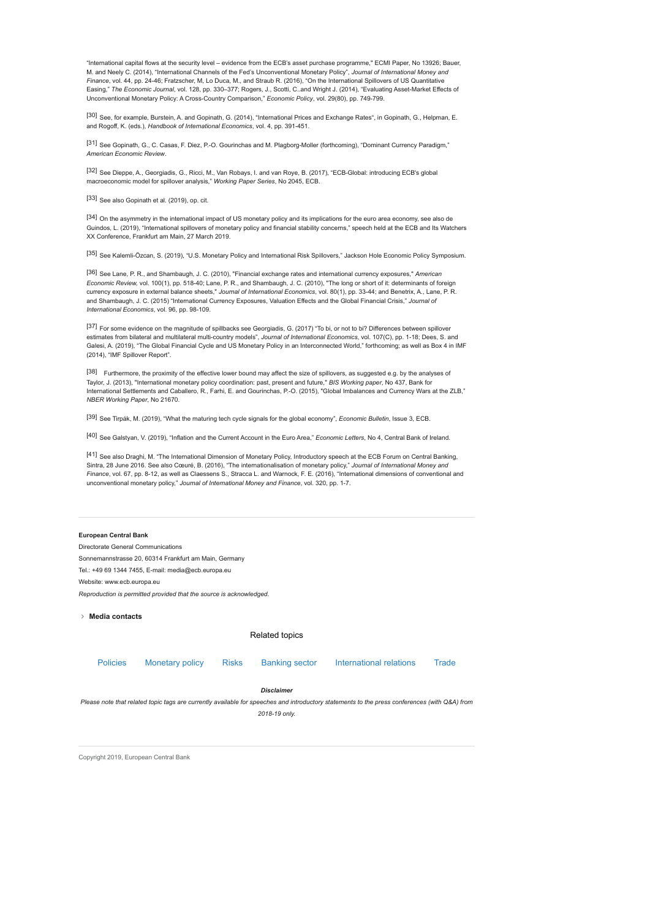"International capital flows at the security level – evidence from the ECB's asset purchase programme," ECMI Paper, No 13926; Bauer, M. and Neely C. (2014), "International Channels of the Fed's Unconventional Monetary Policy", *Journal of International Money and Finance*, vol. 44, pp. 24-46; Fratzscher, M, Lo Duca, M., and Straub R. (2016), "On the International Spillovers of US Quantitative Easing," *The Economic Journal*, vol. 128, pp. 330–377; Rogers, J., Scotti, C..and Wright J. (2014), "Evaluating Asset-Market Effects of Unconventional Monetary Policy: A Cross-Country Comparison," *Economic Policy*, vol. 29(80), pp. 749-799.

[30] See, for example, Burstein, A. and Gopinath, G. (2014), "International Prices and Exchange Rates", in Gopinath, G., Helpman, E. and Rogoff, K. (eds.), *Handbook of International Economics*, vol. 4, pp. 391-451.

[31] See Gopinath, G., C. Casas, F. Diez, P.-O. Gourinchas and M. Plagborg-Moller (forthcoming), "Dominant Currency Paradigm," *American Economic Review*.

[32] See Dieppe, A., Georgiadis, G., Ricci, M., Van Robays, I. and van Roye, B. (2017), "ECB-Global: introducing ECB's global macroeconomic model for spillover analysis," *Working Paper Series*, No 2045, ECB.

[33] See also Gopinath et al. (2019), op. cit.

[34] On the asymmetry in the international impact of US monetary policy and its implications for the euro area economy, see also de Guindos, L. (2019), "International spillovers of monetary policy and financial stability concerns," speech held at the ECB and Its Watchers XX Conference, Frankfurt am Main, 27 March 2019.

[35] See Kalemli-Özcan, S. (2019), "U.S. Monetary Policy and International Risk Spillovers," Jackson Hole Economic Policy Symposium.

[36] See Lane, P. R., and Shambaugh, J. C. (2010), "Financial exchange rates and international currency exposures," *American Economic Review*, vol. 100(1), pp. 518-40; Lane, P. R., and Shambaugh, J. C. (2010), "The long or short of it: determinants of foreign currency exposure in external balance sheets," *Journal of International Economics*, vol. 80(1), pp. 33-44; and Benetrix, A., Lane, P. R. and Shambaugh, J. C. (2015) "International Currency Exposures, Valuation Effects and the Global Financial Crisis," *Journal of International Economics*, vol. 96, pp. 98-109.

[37] For some evidence on the magnitude of spillbacks see Georgiadis, G. (2017) "To bi, or not to bi? Differences between spillover estimates from bilateral and multilateral multi-country models", *Journal of International Economics*, vol. 107(C), pp. 1-18; Dees, S. and Galesi, A. (2019), "The Global Financial Cycle and US Monetary Policy in an Interconnected World," forthcoming; as well as Box 4 in IMF (2014), "IMF Spillover Report".

[38] Furthermore, the proximity of the effective lower bound may affect the size of spillovers, as suggested e.g. by the analyses of Taylor, J. (2013), "International monetary policy coordination: past, present and future," *BIS Working paper*, No 437, Bank for International Settlements and Caballero, R., Farhi, E. and Gourinchas, P.-O. (2015), "Global Imbalances and Currency Wars at the ZLB," *NBER Working Paper*, No 21670.

[39] See Tirpák, M. (2019), "What the maturing tech cycle signals for the global economy", *Economic Bulletin*, Issue 3, ECB.

[40] See Galstyan, V. (2019), "Inflation and the Current Account in the Euro Area," *Economic Letters*, No 4, Central Bank of Ireland.

[41] See also Draghi, M. "The International Dimension of Monetary Policy, Introductory speech at the ECB Forum on Central Banking, Sintra, 28 June 2016. See also Cœuré, B. (2016), "The internationalisation of monetary policy," *Journal of International Money and Finance*, vol. 67, pp. 8-12, as well as Claessens S., Stracca L. and Warnock, F. E. (2016), "International dimensions of conventional and unconventional monetary policy," *Journal of International Money and Finance*, vol. 320, pp. 1-7.

---

**European Central Bank**

Directorate General Communications

Sonnemannstrasse 20, 60314 Frankfurt am Main, Germany

Tel.: +49 69 1344 7455, E-mail: media@ecb.europa.eu

Website: www.ecb.europa.eu

*Reproduction is permitted provided that the source is acknowledged.*

› **Media contacts**

Related topics

Policies Monetary policy Risks Banking sector International relations Trade

***Disclaimer***

*Please note that related topic tags are currently available for speeches and introductory statements to the press conferences (with Q&A) from 2018-19 only.*

---

Copyright 2019, European Central Bank